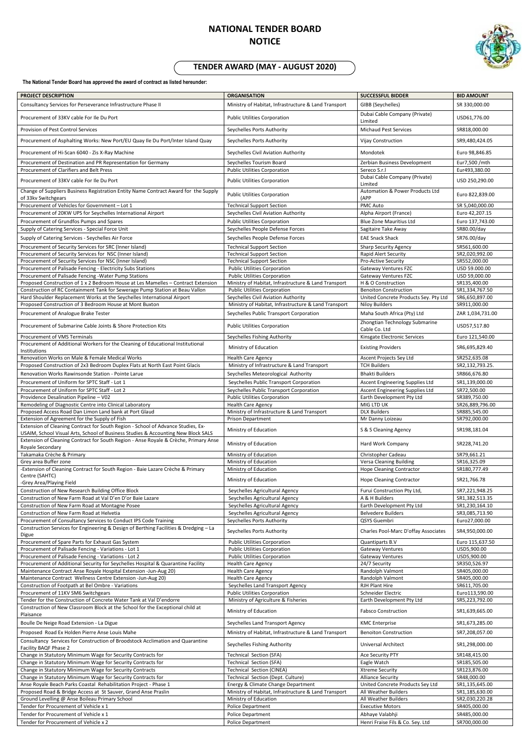# NATIONAL TENDER BOARD NOTICE

## TENDER AWARD (MAY - AUGUST 2020)

**The National Tender Board has approved the award of contract as listed hereunder:**

| PROJECT DESCRIPTION | ORGANISATION | SUCCESSFUL BIDDER | BID AMOUNT |
|---|---|---|---|
| Consultancy Services for Perseverance Infrastructure Phase II | Ministry of Habitat, Infrastructure & Land Transport | GIBB (Seychelles) | SR 330,000.00 |
| Procurement of 33KV cable For Ile Du Port | Public Utilities Corporation | Dubai Cable Company (Private) Limited | USD61,776.00 |
| Provision of Pest Control Services | Seychelles Ports Authority | Michaud Pest Services | SR818,000.00 |
| Procurement of Asphalting Works: New Port/EU Quay Ile Du Port/Inter Island Quay | Seychelles Ports Authority | Vijay Construction | SR9,480,424.05 |
| Procurement of Hi-Scan 6040 - Zis X-Ray Machine | Seychelles Civil Aviation Authority | Mondotek | Euro 98,846.85 |
| Procurement of Destination and PR Representation for Germany | Seychelles Tourism Board | Zerbian Business Development | Eur7,500 /mth |
| Procurement of Clarifiers and Belt Press | Public Utilities Corporation | Sereco S.r.l | Eur493,380.00 |
| Procurement of 33KV cable For Ile Du Port | Public Utilities Corporation | Dubai Cable Company (Private) Limited | USD 250,290.00 |
| Change of Suppliers Business Registration Entity Name Contract Award for the Supply of 33kv Switchgears | Public Utilities Corporation | Automation & Power Products Ltd (APP | Euro 822,839.00 |
| Procurement of Vehicles for Government – Lot 1 | Technical Support Section | PMC Auto | SR 5,040,000.00 |
| Procurement of 20KW UPS for Seychelles International Airport | Seychelles Civil Aviation Authority | Alpha Airport (France) | Euro 42,207.15 |
| Procurement of Grundfos Pumps and Spares | Public Utilities Corporation | Blue Zone Mauritius Ltd | Euro 137,743.00 |
| Supply of Catering Services - Special Force Unit | Seychelles People Defense Forces | Sagitaire Take Away | SR80.00/day |
| Supply of Catering Services - Seychelles Air Force | Seychelles People Defense Forces | EAE Snack Shack | SR76.00/day |
| Procurement of Security Services for SRC (Inner Island) | Technical Support Section | Sharp Security Agency | SR561,600.00 |
| Procurement of Security Services for NSC (Inner Island) | Technical Support Section | Rapid Alert Security | SR2,020,992.00 |
| Procurement of Security Services for NSC (Inner Island) | Technical Support Section | Pro-Active Security | SR552,000.00 |
| Procurement of Palisade Fencing - Electricity Subs Stations | Public Utilities Corporation | Gateway Ventures FZC | USD 59.000.00 |
| Procurement of Palisade Fencing -Water Pump Stations | Public Utilities Corporation | Gateway Ventures FZC | USD 59,000.00 |
| Proposed Construction of 1 x 2 Bedroom House at Les Mamelles – Contract Extension | Ministry of Habitat, Infrastructure & Land Transport | H & O Construction | SR135,400.00 |
| Construction of RC Containment Tank for Sewerage Pump Station at Beau Vallon | Public Utilities Corporation | Benoiton Construction | SR1,334,767.50 |
| Hard Shoulder Replacement Works at the Seychelles International Airport | Seychelles Civil Aviation Authority | United Concrete Products Sey. Pty Ltd | SR6,650,897.00 |
| Proposed Construction of 3 Bedroom House at Mont Buxton | Ministry of Habitat, Infrastructure & Land Transport | Niloy Builders | SR911,000.00 |
| Procurement of Analogue Brake Tester | Seychelles Public Transport Corporation | Maha South Africa (Pty) Ltd | ZAR 1,034,731.00 |
| Procurement of Submarine Cable Joints & Shore Protection Kits | Public Utilities Corporation | Zhongtian Technology Submarine Cable Co. Ltd | USD57,517.80 |
| Procurement of VMS Terminals | Seychelles Fishing Authority | Kinsgate Electronic Services | Euro 121,540.00 |
| Procurement of Additional Workers for the Cleaning of Educational Institutional Institutions | Ministry of Education | Existing Providers | SR6,695,829.40 |
| Renovation Works on Male & Female Medical Works | Health Care Agency | Ascent Projects Sey Ltd | SR252,635.08 |
| Proposed Construction of 2x3 Bedroom Duplex Flats at North East Point Glacis | Ministry of Infrastructure & Land Transport | TCH Builders | SR2,132,793.25. |
| Renovation Works Rawinsonde Station - Pointe Larue | Seychelles Meteorological Authority | Bhakti Builders | SR866,676.80 |
| Procurement of Uniform for SPTC Staff - Lot 1 | Seychelles Public Transport Corporation | Ascent Engineering Supplies Ltd | SR1,139,000.00 |
| Procurement of Uniform for SPTC Staff - Lot 2 | Seychelles Public Transport Corporation | Ascent Engineering Supplies Ltd | SR72,500.00 |
| Providence Desalination Pipeline – V02 | Public Utilities Corporation | Earth Development Pty Ltd | SR389,750.00 |
| Remodeling of Diagnostic Centre into Clinical Laboratory | Health Care Agency | MIG LTD UK | SR26,889,796.00 |
| Proposed Access Road Dan Limon Land bank at Port Glaud | Ministry of Infrastructure & Land Transport | DLX Builders | SR885,545.00 |
| Extension of Agreement for the Supply of Fish | Prison Department | Mr Danny Loizeau | SR792,000.00 |
| Extension of Cleaning Contract for South Region - School of Advance Studies, Ex-USAIM, School Visual Arts, School of Business Studies & Accounting New Block SALS | Ministry of Education | S & S Cleaning Agency | SR198,181.04 |
| Extension of Cleaning Contract for South Region - Anse Royale & Crèche, Primary Anse Royale Secondary | Ministry of Education | Hard Work Company | SR228,741.20 |
| Takamaka Crèche & Primary | Ministry of Education | Christopher Cadeau | SR79,661.21 |
| Grey area Buffer zone | Ministry of Education | Versa Cleaning Building | SR16,325.09 |
| -Extension of Cleaning Contract for South Region - Baie Lazare Crèche & Primary | Ministry of Education | Hope Cleaning Contractor | SR180,777.49 |
| Centre (SAHTC) -Grey Area/Playing Field | Ministry of Education | Hope Cleaning Contractor | SR21,766.78 |
| Construction of New Research Building Office Block | Seychelles Agricultural Agency | Furui Construction Pty Ltd, | SR7,221,948.25 |
| Construction of New Farm Road at Val D'en D'or Baie Lazare | Seychelles Agricultural Agency | A & H Builders | SR1,382,513.35 |
| Construction of New Farm Road at Montagne Posee | Seychelles Agricultural Agency | Earth Development Pty Ltd | SR1,230,164.10 |
| Construction of New Farm Road at Helvetia | Seychelles Agricultural Agency | Belvedere Builders | SR3,085,713.90 |
| Procurement of Consultancy Services to Conduct IPS Code Training | Seychelles Ports Authority | QSYS Guembri | Euro27,000.00 |
| Construction Services for Engineering & Design of Berthing Facilities & Dredging – La Digue | Seychelles Ports Authority | Charles Pool-Marc D'offay Associates | SR4,950,000.00 |
| Procurement of Spare Parts for Exhaust Gas System | Public Utilities Corporation | Quantiparts B.V | Euro 115,637.50 |
| Procurement of Palisade Fencing - Variations - Lot 1 | Public Utilities Corporation | Gateway Ventures | USD5,900.00 |
| Procurement of Palisade Fencing - Variations - Lot 2 | Public Utilities Corporation | Gateway Ventures | USD5,900.00 |
| Procurement of Additional Security for Seychelles Hospital & Quarantine Facility | Health Care Agency | 24/7 Security | SR350,526.97 |
| Maintenance Contract Anse Royale Hospital Extension -Jun-Aug 20) | Health Care Agency | Randolph Valmont | SR405,000.00 |
| Maintenance Contract Wellness Centre Extension -Jun-Aug 20) | Health Care Agency | Randolph Valmont | SR405,000.00 |
| Construction of Footpath at Bel Ombre - Variations | Seychelles Land Transport Agency | RJH Plant Hire | SR611,705.00 |
| Procurement of 11KV SM6 Switchgears | Public Utilities Corporation | Schneider Electric | Euro113,590.00 |
| Tender for the Construction of Concrete Water Tank at Val D'endorre | Ministry of Agriculture & Fisheries | Earth Development Pty Ltd | SR5,223,792.00 |
| Construction of New Classroom Block at the School for the Exceptional child at Plaisance | Ministry of Education | Fabsco Construction | SR1,639,665.00 |
| Boulle De Neige Road Extension - La Digue | Seychelles Land Transport Agency | KMC Enterprise | SR1,673,285.00 |
| Proposed Road Ex Holden Pierre Anse Louis Mahe | Ministry of Habitat, Infrastructure & Land Transport | Benoiton Construction | SR7,208,057.00 |
| Consultancy Services for Construction of Broodstock Acclimation and Quarantine Facility BAQF Phase 2 | Seychelles Fishing Authority | Universal Architect | SR1,298,000.00 |
| Change in Statutory Minimum Wage for Security Contracts for | Technical Section (SFA) | Ace Security PTY | SR148,415.00 |
| Change in Statutory Minimum Wage for Security Contracts for | Technical Section (SFA) | Eagle Watch | SR185,505.00 |
| Change in Statutory Minimum Wage for Security Contracts | Technical Section (CINEA) | Xtreme Security | SR123,876.00 |
| Change in Statutory Minimum Wage for Security Contracts for | Technical Section (Dept. Culture) | Alliance Security | SR48,000.00 |
| Anse Royale Beach Parks Coastal Rehabilitation Project - Phase 1 | Energy & Climate Change Department | United Concrete Products Sey Ltd | SR1,135,645.00 |
| Proposed Road & Bridge Access at St Sauver, Grand Anse Praslin | Ministry of Habitat, Infrastructure & Land Transport | All Weather Builders | SR1,185,630.00 |
| Ground Levelling @ Anse Boileau Primary School | Ministry of Education | All Weather Builders | SR2,030,220.28 |
| Tender for Procurement of Vehicle x 1 | Police Department | Executive Motors | SR405,000.00 |
| Tender for Procurement of Vehicle x 1 | Police Department | Abhaye Valabhji | SR485,000.00 |
| Tender for Procurement of Vehicle x 2 | Police Department | Henri Fraise Fils & Co. Sey. Ltd | SR700,000.00 |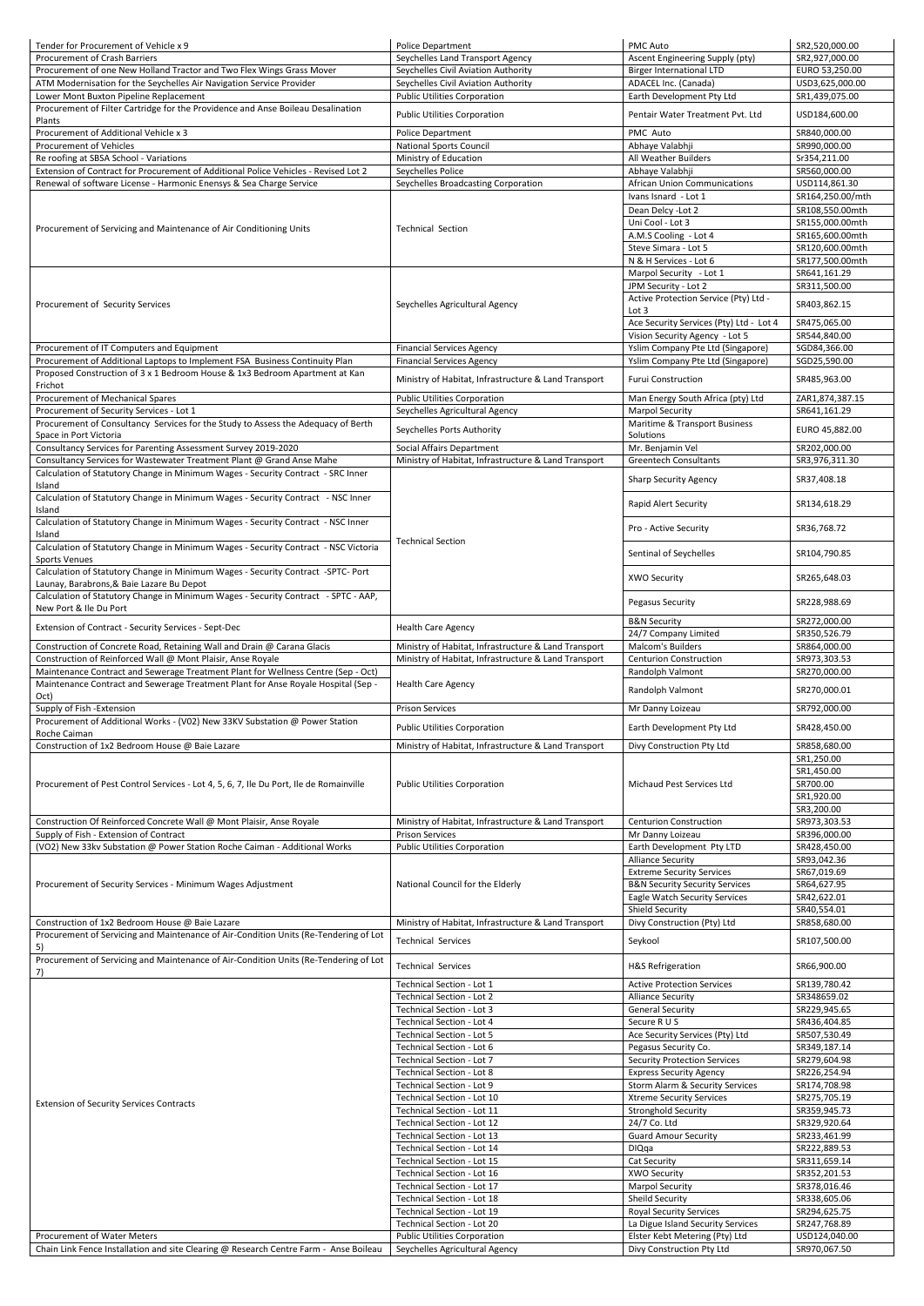| | | | |
|---|---|---|---|
| Tender for Procurement of Vehicle x 9 | Police Department | PMC Auto | SR2,520,000.00 |
| Procurement of Crash Barriers | Seychelles Land Transport Agency | Ascent Engineering Supply (pty) | SR2,927,000.00 |
| Procurement of one New Holland Tractor and Two Flex Wings Grass Mover | Seychelles Civil Aviation Authority | Birger International LTD | EURO 53,250.00 |
| ATM Modernisation for the Seychelles Air Navigation Service Provider | Seychelles Civil Aviation Authority | ADACEL Inc. (Canada) | USD3,625,000.00 |
| Lower Mont Buxton Pipeline Replacement | Public Utilities Corporation | Earth Development Pty Ltd | SR1,439,075.00 |
| Procurement of Filter Cartridge for the Providence and Anse Boileau Desalination Plants | Public Utilities Corporation | Pentair Water Treatment Pvt. Ltd | USD184,600.00 |
| Procurement of Additional Vehicle x 3 | Police Department | PMC Auto | SR840,000.00 |
| Procurement of Vehicles | National Sports Council | Abhaye Valabhji | SR990,000.00 |
| Re roofing at SBSA School - Variations | Ministry of Education | All Weather Builders | Sr354,211.00 |
| Extension of Contract for Procurement of Additional Police Vehicles - Revised Lot 2 | Seychelles Police | Abhaye Valabhji | SR560,000.00 |
| Renewal of software License - Harmonic Enensys & Sea Charge Service | Seychelles Broadcasting Corporation | African Union Communications | USD114,861.30 |
| Procurement of Servicing and Maintenance of Air Conditioning Units | Technical Section | Ivans Isnard - Lot 1 | SR164,250.00/mth |
| | | Dean Delcy -Lot 2 | SR108,550.00mth |
| | | Uni Cool - Lot 3 | SR155,000.00mth |
| | | A.M.S Cooling - Lot 4 | SR165,600.00mth |
| | | Steve Simara - Lot 5 | SR120,600.00mth |
| | | N & H Services - Lot 6 | SR177,500.00mth |
| Procurement of Security Services | Seychelles Agricultural Agency | Marpol Security - Lot 1 | SR641,161.29 |
| | | JPM Security - Lot 2 | SR311,500.00 |
| | | Active Protection Service (Pty) Ltd - Lot 3 | SR403,862.15 |
| | | Ace Security Services (Pty) Ltd - Lot 4 | SR475,065.00 |
| | | Vision Security Agency - Lot 5 | SR544,840.00 |
| Procurement of IT Computers and Equipment | Financial Services Agency | Yslim Company Pte Ltd (Singapore) | SGD84,366.00 |
| Procurement of Additional Laptops to Implement FSA Business Continuity Plan | Financial Services Agency | Yslim Company Pte Ltd (Singapore) | SGD25,590.00 |
| Proposed Construction of 3 x 1 Bedroom House & 1x3 Bedroom Apartment at Kan Frichot | Ministry of Habitat, Infrastructure & Land Transport | Furui Construction | SR485,963.00 |
| Procurement of Mechanical Spares | Public Utilities Corporation | Man Energy South Africa (pty) Ltd | ZAR1,874,387.15 |
| Procurement of Security Services - Lot 1 | Seychelles Agricultural Agency | Marpol Security | SR641,161.29 |
| Procurement of Consultancy Services for the Study to Assess the Adequacy of Berth Space in Port Victoria | Seychelles Ports Authority | Maritime & Transport Business Solutions | EURO 45,882.00 |
| Consultancy Services for Parenting Assessment Survey 2019-2020 | Social Affairs Department | Mr. Benjamin Vel | SR202,000.00 |
| Consultancy Services for Wastewater Treatment Plant @ Grand Anse Mahe | Ministry of Habitat, Infrastructure & Land Transport | Greentech Consultants | SR3,976,311.30 |
| Calculation of Statutory Change in Minimum Wages - Security Contract - SRC Inner Island | Technical Section | Sharp Security Agency | SR37,408.18 |
| Calculation of Statutory Change in Minimum Wages - Security Contract - NSC Inner Island | | Rapid Alert Security | SR134,618.29 |
| Calculation of Statutory Change in Minimum Wages - Security Contract - NSC Inner Island | | Pro - Active Security | SR36,768.72 |
| Calculation of Statutory Change in Minimum Wages - Security Contract - NSC Victoria Sports Venues | | Sentinal of Seychelles | SR104,790.85 |
| Calculation of Statutory Change in Minimum Wages - Security Contract -SPTC- Port Launay, Barabrons,& Baie Lazare Bu Depot | | XWO Security | SR265,648.03 |
| Calculation of Statutory Change in Minimum Wages - Security Contract - SPTC - AAP, New Port & Ile Du Port | | Pegasus Security | SR228,988.69 |
| Extension of Contract - Security Services - Sept-Dec | Health Care Agency | B&N Security | SR272,000.00 |
| | | 24/7 Company Limited | SR350,526.79 |
| Construction of Concrete Road, Retaining Wall and Drain @ Carana Glacis | Ministry of Habitat, Infrastructure & Land Transport | Malcom's Builders | SR864,000.00 |
| Construction of Reinforced Wall @ Mont Plaisir, Anse Royale | Ministry of Habitat, Infrastructure & Land Transport | Centurion Construction | SR973,303.53 |
| Maintenance Contract and Sewerage Treatment Plant for Wellness Centre (Sep - Oct) | Health Care Agency | Randolph Valmont | SR270,000.00 |
| Maintenance Contract and Sewerage Treatment Plant for Anse Royale Hospital (Sep - Oct) | | Randolph Valmont | SR270,000.01 |
| Supply of Fish -Extension | Prison Services | Mr Danny Loizeau | SR792,000.00 |
| Procurement of Additional Works - (V02) New 33KV Substation @ Power Station Roche Caiman | Public Utilities Corporation | Earth Development Pty Ltd | SR428,450.00 |
| Construction of 1x2 Bedroom House @ Baie Lazare | Ministry of Habitat, Infrastructure & Land Transport | Divy Construction Pty Ltd | SR858,680.00 |
| Procurement of Pest Control Services - Lot 4, 5, 6, 7, Ile Du Port, Ile de Romainville | Public Utilities Corporation | Michaud Pest Services Ltd | SR1,250.00 |
| | | | SR1,450.00 |
| | | | SR700.00 |
| | | | SR1,920.00 |
| | | | SR3,200.00 |
| Construction Of Reinforced Concrete Wall @ Mont Plaisir, Anse Royale | Ministry of Habitat, Infrastructure & Land Transport | Centurion Construction | SR973,303.53 |
| Supply of Fish - Extension of Contract | Prison Services | Mr Danny Loizeau | SR396,000.00 |
| (VO2) New 33kv Substation @ Power Station Roche Caiman - Additional Works | Public Utilities Corporation | Earth Development Pty LTD | SR428,450.00 |
| Procurement of Security Services - Minimum Wages Adjustment | National Council for the Elderly | Alliance Security | SR93,042.36 |
| | | Extreme Security Services | SR67,019.69 |
| | | B&N Security Security Services | SR64,627.95 |
| | | Eagle Watch Security Services | SR42,622.01 |
| | | Shield Security | SR40,554.01 |
| Construction of 1x2 Bedroom House @ Baie Lazare | Ministry of Habitat, Infrastructure & Land Transport | Divy Construction (Pty) Ltd | SR858,680.00 |
| Procurement of Servicing and Maintenance of Air-Condition Units (Re-Tendering of Lot 5) | Technical Services | Seykool | SR107,500.00 |
| Procurement of Servicing and Maintenance of Air-Condition Units (Re-Tendering of Lot 7) | Technical Services | H&S Refrigeration | SR66,900.00 |
| Extension of Security Services Contracts | Technical Section - Lot 1 | Active Protection Services | SR139,780.42 |
| | Technical Section - Lot 2 | Alliance Security | SR348659.02 |
| | Technical Section - Lot 3 | General Security | SR229,945.65 |
| | Technical Section - Lot 4 | Secure R U S | SR436,404.85 |
| | Technical Section - Lot 5 | Ace Security Services (Pty) Ltd | SR507,530.49 |
| | Technical Section - Lot 6 | Pegasus Security Co. | SR349,187.14 |
| | Technical Section - Lot 7 | Security Protection Services | SR279,604.98 |
| | Technical Section - Lot 8 | Express Security Agency | SR226,254.94 |
| | Technical Section - Lot 9 | Storm Alarm & Security Services | SR174,708.98 |
| | Technical Section - Lot 10 | Xtreme Security Services | SR275,705.19 |
| | Technical Section - Lot 11 | Stronghold Security | SR359,945.73 |
| | Technical Section - Lot 12 | 24/7 Co. Ltd | SR329,920.64 |
| | Technical Section - Lot 13 | Guard Amour Security | SR233,461.99 |
| | Technical Section - Lot 14 | DIQqa | SR222,889.53 |
| | Technical Section - Lot 15 | Cat Security | SR311,659.14 |
| | Technical Section - Lot 16 | XWO Security | SR352,201.53 |
| | Technical Section - Lot 17 | Marpol Security | SR378,016.46 |
| | Technical Section - Lot 18 | Sheild Security | SR338,605.06 |
| | Technical Section - Lot 19 | Royal Security Services | SR294,625.75 |
| | Technical Section - Lot 20 | La Digue Island Security Services | SR247,768.89 |
| Procurement of Water Meters | Public Utilities Corporation | Elster Kebt Metering (Pty) Ltd | USD124,040.00 |
| Chain Link Fence Installation and site Clearing @ Research Centre Farm - Anse Boileau | Seychelles Agricultural Agency | Divy Construction Pty Ltd | SR970,067.50 |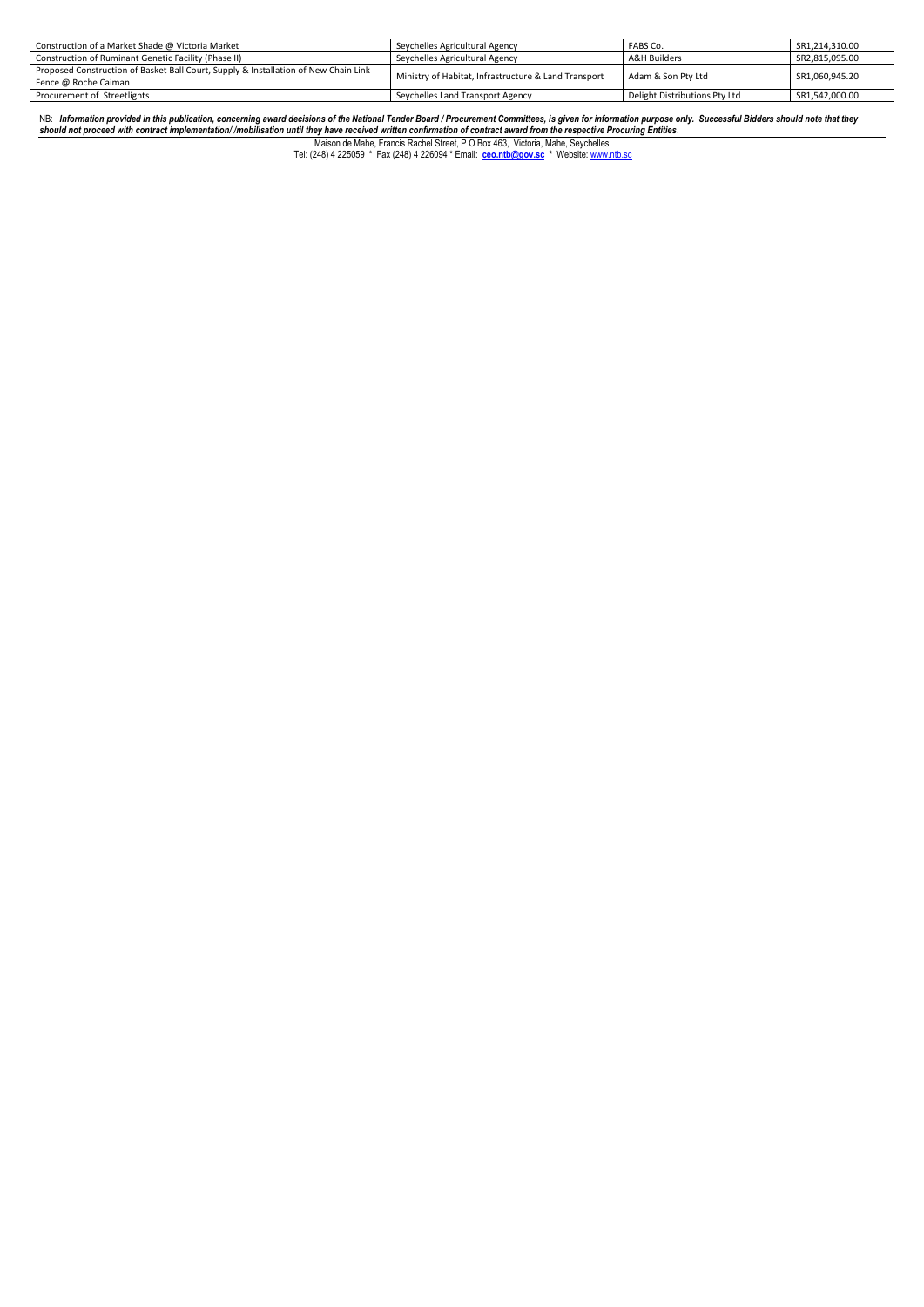| | | | |
|---|---|---|---|
| Construction of a Market Shade @ Victoria Market | Seychelles Agricultural Agency | FABS Co. | SR1,214,310.00 |
| Construction of Ruminant Genetic Facility (Phase II) | Seychelles Agricultural Agency | A&H Builders | SR2,815,095.00 |
| Proposed Construction of Basket Ball Court, Supply & Installation of New Chain Link Fence @ Roche Caiman | Ministry of Habitat, Infrastructure & Land Transport | Adam & Son Pty Ltd | SR1,060,945.20 |
| Procurement of Streetlights | Seychelles Land Transport Agency | Delight Distributions Pty Ltd | SR1,542,000.00 |

NB: ***Information provided in this publication, concerning award decisions of the National Tender Board / Procurement Committees, is given for information purpose only. Successful Bidders should note that they should not proceed with contract implementation/ /mobilisation until they have received written confirmation of contract award from the respective Procuring Entities***.

Maison de Mahe, Francis Rachel Street, P O Box 463, Victoria, Mahe, Seychelles

Tel: (248) 4 225059 * Fax (248) 4 226094 * Email: **ceo.ntb@gov.sc** * Website: www.ntb.sc